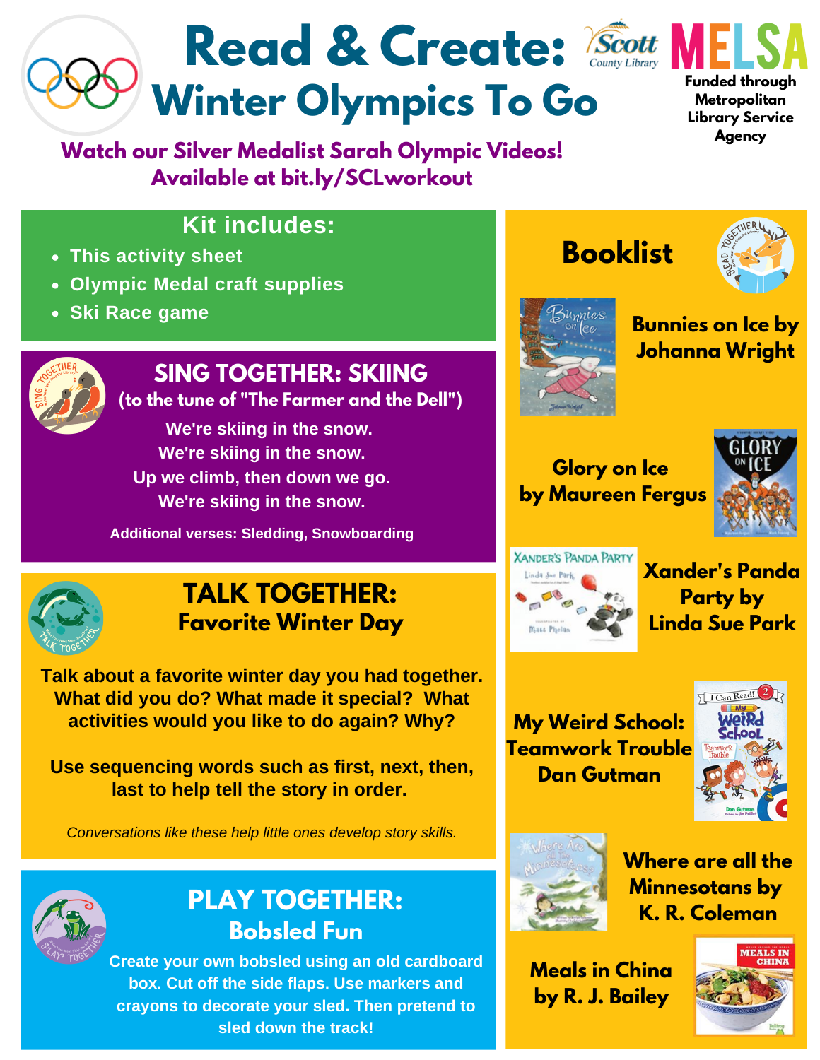# Read & Create: Winter Olympics To Go

Scott County Library

MELSA

Funded through Metropolitan Library Service Agency

**Watch our Silver Medalist Sarah Olympic Videos! Available at bit.ly/SCLworkout**

## Kit includes:

- This activity sheet
- Olympic Medal craft supplies
- Ski Race game

## SING TOGETHER: SKIING

**(to the tune of "The Farmer and the Dell")**

We're skiing in the snow.
We're skiing in the snow.
Up we climb, then down we go.
We're skiing in the snow.

Additional verses: Sledding, Snowboarding

## TALK TOGETHER: Favorite Winter Day

Talk about a favorite winter day you had together. What did you do? What made it special? What activities would you like to do again? Why?

Use sequencing words such as first, next, then, last to help tell the story in order.

*Conversations like these help little ones develop story skills.*

## PLAY TOGETHER: Bobsled Fun

Create your own bobsled using an old cardboard box. Cut off the side flaps. Use markers and crayons to decorate your sled. Then pretend to sled down the track!

## Booklist

- Bunnies on Ice by Johanna Wright
- Glory on Ice by Maureen Fergus
- Xander's Panda Party by Linda Sue Park
- My Weird School: Teamwork Trouble Dan Gutman
- Where are all the Minnesotans by K. R. Coleman
- Meals in China by R. J. Bailey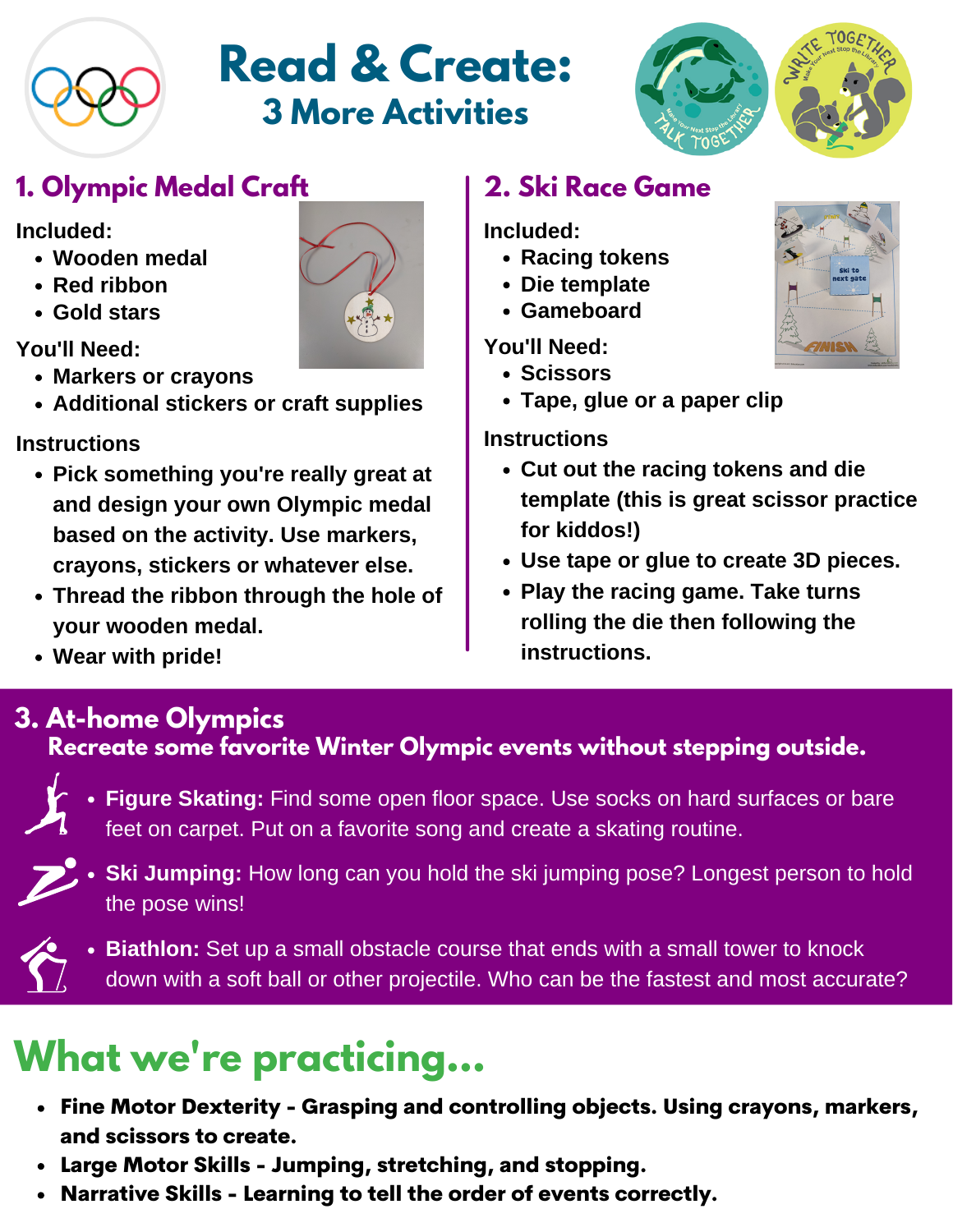# Read & Create:

## 3 More Activities

### 1. Olympic Medal Craft

**Included:**

- Wooden medal
- Red ribbon
- Gold stars

**You'll Need:**

- Markers or crayons
- Additional stickers or craft supplies

**Instructions**

- Pick something you're really great at and design your own Olympic medal based on the activity. Use markers, crayons, stickers or whatever else.
- Thread the ribbon through the hole of your wooden medal.
- Wear with pride!

### 2. Ski Race Game

**Included:**

- Racing tokens
- Die template
- Gameboard

**You'll Need:**

- Scissors
- Tape, glue or a paper clip

**Instructions**

- Cut out the racing tokens and die template (this is great scissor practice for kiddos!)
- Use tape or glue to create 3D pieces.
- Play the racing game. Take turns rolling the die then following the instructions.

### 3. At-home Olympics

**Recreate some favorite Winter Olympic events without stepping outside.**

- **Figure Skating:** Find some open floor space. Use socks on hard surfaces or bare feet on carpet. Put on a favorite song and create a skating routine.
- **Ski Jumping:** How long can you hold the ski jumping pose? Longest person to hold the pose wins!
- **Biathlon:** Set up a small obstacle course that ends with a small tower to knock down with a soft ball or other projectile. Who can be the fastest and most accurate?

## What we're practicing...

- **Fine Motor Dexterity - Grasping and controlling objects. Using crayons, markers, and scissors to create.**
- **Large Motor Skills - Jumping, stretching, and stopping.**
- **Narrative Skills - Learning to tell the order of events correctly.**